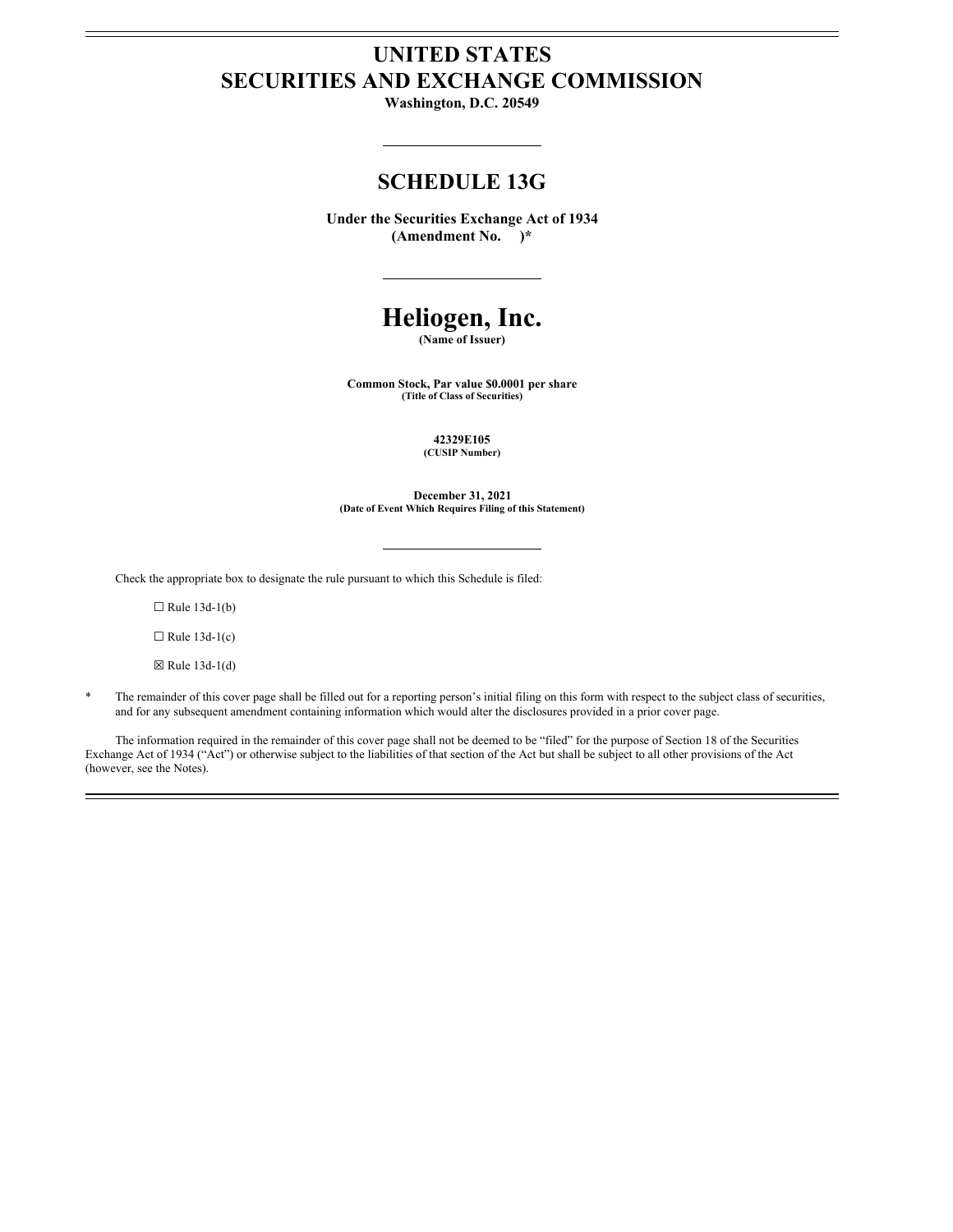# UNITED STATES
# SECURITIES AND EXCHANGE COMMISSION

**Washington, D.C. 20549**

## SCHEDULE 13G

**Under the Securities Exchange Act of 1934**
**(Amendment No. )***

# Heliogen, Inc.

**(Name of Issuer)**

**Common Stock, Par value $0.0001 per share**
**(Title of Class of Securities)**

**42329E105**
**(CUSIP Number)**

**December 31, 2021**
**(Date of Event Which Requires Filing of this Statement)**

Check the appropriate box to designate the rule pursuant to which this Schedule is filed:

☐ Rule 13d-1(b)

☐ Rule 13d-1(c)

☒ Rule 13d-1(d)

\* The remainder of this cover page shall be filled out for a reporting person's initial filing on this form with respect to the subject class of securities, and for any subsequent amendment containing information which would alter the disclosures provided in a prior cover page.

The information required in the remainder of this cover page shall not be deemed to be "filed" for the purpose of Section 18 of the Securities Exchange Act of 1934 ("Act") or otherwise subject to the liabilities of that section of the Act but shall be subject to all other provisions of the Act (however, see the Notes).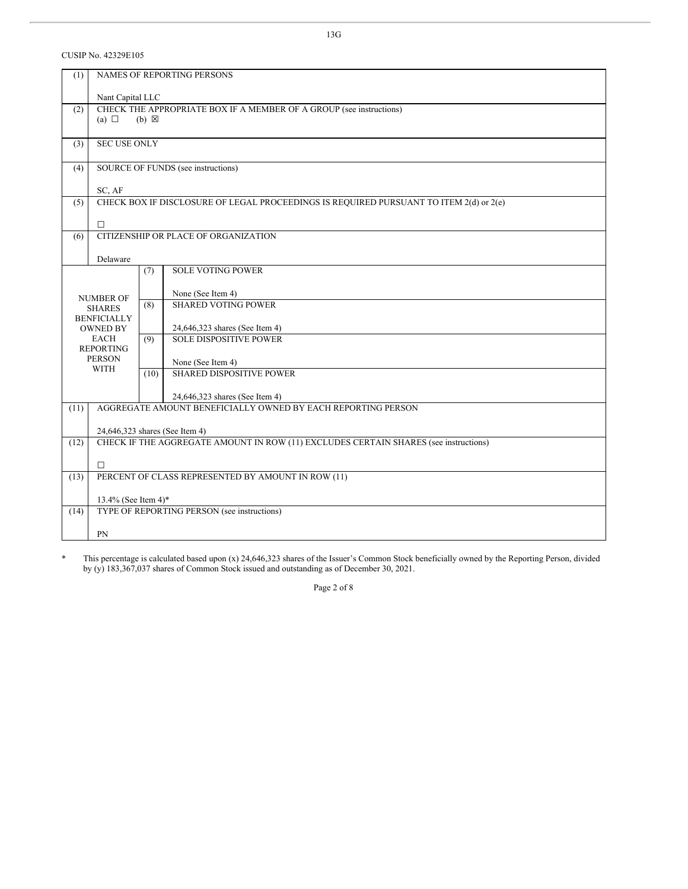CUSIP No. 42329E105

| (1) | NAMES OF REPORTING PERSONS<br><br>Nant Capital LLC | | |
|---|---|---|---|
| (2) | CHECK THE APPROPRIATE BOX IF A MEMBER OF A GROUP (see instructions)<br>(a) ☐ (b) ☒ | | |
| (3) | SEC USE ONLY | | |
| (4) | SOURCE OF FUNDS (see instructions)<br><br>SC, AF | | |
| (5) | CHECK BOX IF DISCLOSURE OF LEGAL PROCEEDINGS IS REQUIRED PURSUANT TO ITEM 2(d) or 2(e)<br><br>☐ | | |
| (6) | CITIZENSHIP OR PLACE OF ORGANIZATION<br><br>Delaware | | |
| NUMBER OF SHARES BENFICIALLY OWNED BY EACH REPORTING PERSON WITH | | (7) | SOLE VOTING POWER<br><br>None (See Item 4) |
| | | (8) | SHARED VOTING POWER<br><br>24,646,323 shares (See Item 4) |
| | | (9) | SOLE DISPOSITIVE POWER<br><br>None (See Item 4) |
| | | (10) | SHARED DISPOSITIVE POWER<br><br>24,646,323 shares (See Item 4) |
| (11) | AGGREGATE AMOUNT BENEFICIALLY OWNED BY EACH REPORTING PERSON<br><br>24,646,323 shares (See Item 4) | | |
| (12) | CHECK IF THE AGGREGATE AMOUNT IN ROW (11) EXCLUDES CERTAIN SHARES (see instructions)<br><br>☐ | | |
| (13) | PERCENT OF CLASS REPRESENTED BY AMOUNT IN ROW (11)<br><br>13.4% (See Item 4)* | | |
| (14) | TYPE OF REPORTING PERSON (see instructions)<br><br>PN | | |

\* This percentage is calculated based upon (x) 24,646,323 shares of the Issuer's Common Stock beneficially owned by the Reporting Person, divided by (y) 183,367,037 shares of Common Stock issued and outstanding as of December 30, 2021.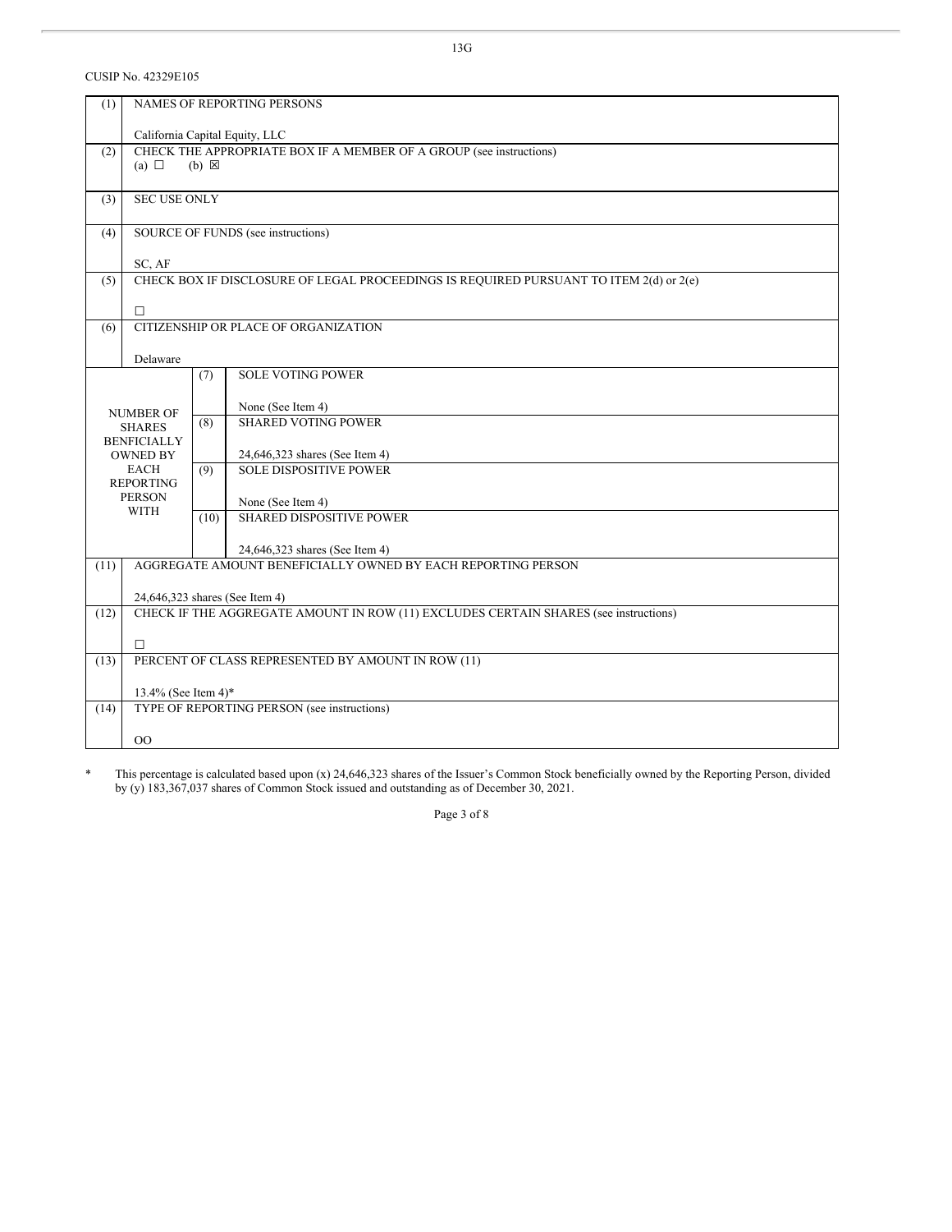CUSIP No. 42329E105

| (1) | NAMES OF REPORTING PERSONS<br><br>California Capital Equity, LLC | | |
|---|---|---|---|
| (2) | CHECK THE APPROPRIATE BOX IF A MEMBER OF A GROUP (see instructions)<br>(a) ☐ (b) ☒ | | |
| (3) | SEC USE ONLY | | |
| (4) | SOURCE OF FUNDS (see instructions)<br><br>SC, AF | | |
| (5) | CHECK BOX IF DISCLOSURE OF LEGAL PROCEEDINGS IS REQUIRED PURSUANT TO ITEM 2(d) or 2(e)<br><br>☐ | | |
| (6) | CITIZENSHIP OR PLACE OF ORGANIZATION<br><br>Delaware | | |
| NUMBER OF SHARES BENFICIALLY OWNED BY EACH REPORTING PERSON WITH | | (7) | SOLE VOTING POWER<br><br>None (See Item 4) |
| | | (8) | SHARED VOTING POWER<br><br>24,646,323 shares (See Item 4) |
| | | (9) | SOLE DISPOSITIVE POWER<br><br>None (See Item 4) |
| | | (10) | SHARED DISPOSITIVE POWER<br><br>24,646,323 shares (See Item 4) |
| (11) | AGGREGATE AMOUNT BENEFICIALLY OWNED BY EACH REPORTING PERSON<br><br>24,646,323 shares (See Item 4) | | |
| (12) | CHECK IF THE AGGREGATE AMOUNT IN ROW (11) EXCLUDES CERTAIN SHARES (see instructions)<br><br>☐ | | |
| (13) | PERCENT OF CLASS REPRESENTED BY AMOUNT IN ROW (11)<br><br>13.4% (See Item 4)* | | |
| (14) | TYPE OF REPORTING PERSON (see instructions)<br><br>OO | | |

\* This percentage is calculated based upon (x) 24,646,323 shares of the Issuer's Common Stock beneficially owned by the Reporting Person, divided by (y) 183,367,037 shares of Common Stock issued and outstanding as of December 30, 2021.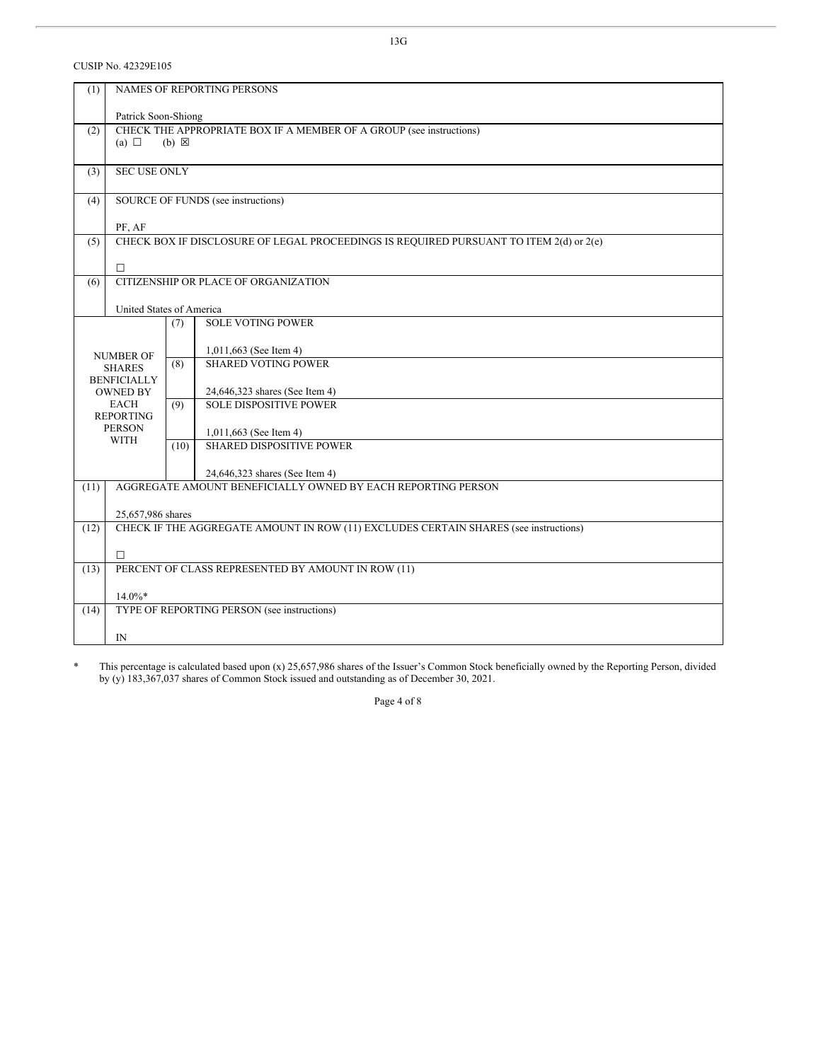CUSIP No. 42329E105

| (1) | NAMES OF REPORTING PERSONS<br><br>Patrick Soon-Shiong | | |
|---|---|---|---|
| (2) | CHECK THE APPROPRIATE BOX IF A MEMBER OF A GROUP (see instructions)<br>(a) ☐ (b) ☒ | | |
| (3) | SEC USE ONLY | | |
| (4) | SOURCE OF FUNDS (see instructions)<br><br>PF, AF | | |
| (5) | CHECK BOX IF DISCLOSURE OF LEGAL PROCEEDINGS IS REQUIRED PURSUANT TO ITEM 2(d) or 2(e)<br><br>☐ | | |
| (6) | CITIZENSHIP OR PLACE OF ORGANIZATION<br><br>United States of America | | |
| NUMBER OF SHARES BENFICIALLY OWNED BY EACH REPORTING PERSON WITH | | (7) | SOLE VOTING POWER<br><br>1,011,663 (See Item 4) |
| | | (8) | SHARED VOTING POWER<br><br>24,646,323 shares (See Item 4) |
| | | (9) | SOLE DISPOSITIVE POWER<br><br>1,011,663 (See Item 4) |
| | | (10) | SHARED DISPOSITIVE POWER<br><br>24,646,323 shares (See Item 4) |
| (11) | AGGREGATE AMOUNT BENEFICIALLY OWNED BY EACH REPORTING PERSON<br><br>25,657,986 shares | | |
| (12) | CHECK IF THE AGGREGATE AMOUNT IN ROW (11) EXCLUDES CERTAIN SHARES (see instructions)<br><br>☐ | | |
| (13) | PERCENT OF CLASS REPRESENTED BY AMOUNT IN ROW (11)<br><br>14.0%* | | |
| (14) | TYPE OF REPORTING PERSON (see instructions)<br><br>IN | | |

\* This percentage is calculated based upon (x) 25,657,986 shares of the Issuer's Common Stock beneficially owned by the Reporting Person, divided by (y) 183,367,037 shares of Common Stock issued and outstanding as of December 30, 2021.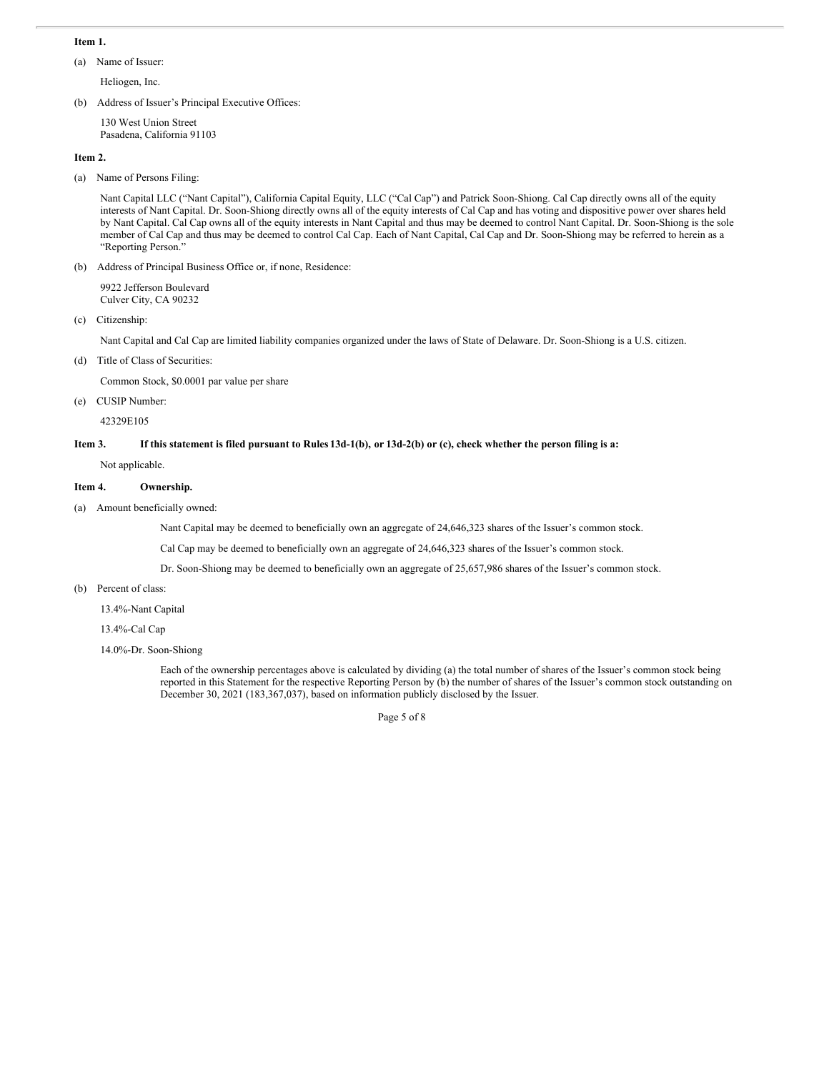**Item 1.**

(a) Name of Issuer:

Heliogen, Inc.

(b) Address of Issuer's Principal Executive Offices:

130 West Union Street
Pasadena, California 91103

**Item 2.**

(a) Name of Persons Filing:

Nant Capital LLC ("Nant Capital"), California Capital Equity, LLC ("Cal Cap") and Patrick Soon-Shiong. Cal Cap directly owns all of the equity interests of Nant Capital. Dr. Soon-Shiong directly owns all of the equity interests of Cal Cap and has voting and dispositive power over shares held by Nant Capital. Cal Cap owns all of the equity interests in Nant Capital and thus may be deemed to control Nant Capital. Dr. Soon-Shiong is the sole member of Cal Cap and thus may be deemed to control Cal Cap. Each of Nant Capital, Cal Cap and Dr. Soon-Shiong may be referred to herein as a "Reporting Person."

(b) Address of Principal Business Office or, if none, Residence:

9922 Jefferson Boulevard
Culver City, CA 90232

(c) Citizenship:

Nant Capital and Cal Cap are limited liability companies organized under the laws of State of Delaware. Dr. Soon-Shiong is a U.S. citizen.

(d) Title of Class of Securities:

Common Stock, $0.0001 par value per share

(e) CUSIP Number:

42329E105

**Item 3. If this statement is filed pursuant to Rules 13d-1(b), or 13d-2(b) or (c), check whether the person filing is a:**

Not applicable.

**Item 4. Ownership.**

(a) Amount beneficially owned:

Nant Capital may be deemed to beneficially own an aggregate of 24,646,323 shares of the Issuer's common stock.

Cal Cap may be deemed to beneficially own an aggregate of 24,646,323 shares of the Issuer's common stock.

Dr. Soon-Shiong may be deemed to beneficially own an aggregate of 25,657,986 shares of the Issuer's common stock.

(b) Percent of class:

13.4%-Nant Capital

13.4%-Cal Cap

14.0%-Dr. Soon-Shiong

Each of the ownership percentages above is calculated by dividing (a) the total number of shares of the Issuer's common stock being reported in this Statement for the respective Reporting Person by (b) the number of shares of the Issuer's common stock outstanding on December 30, 2021 (183,367,037), based on information publicly disclosed by the Issuer.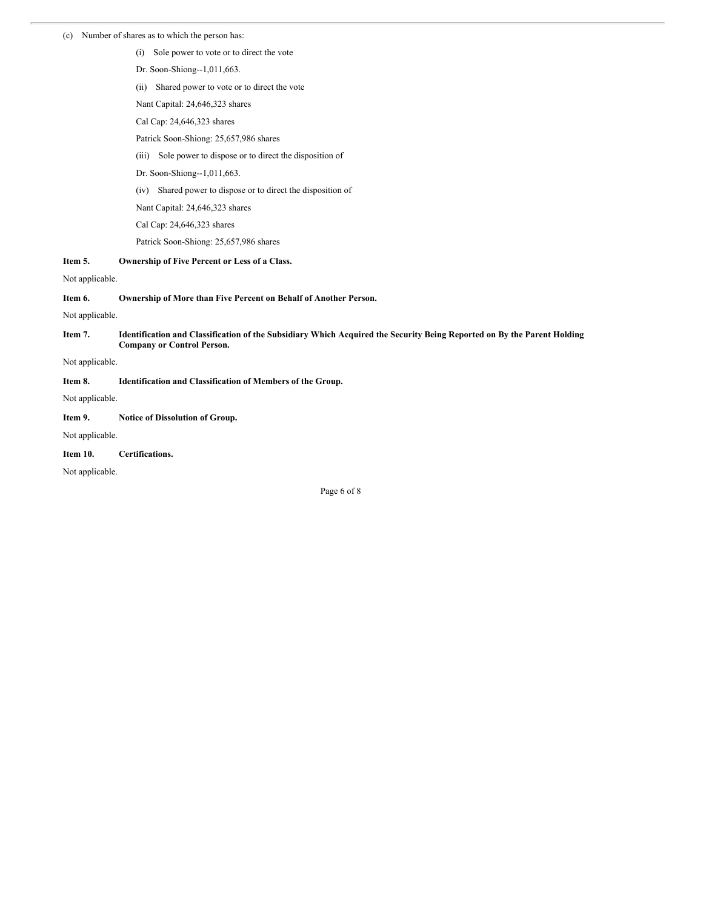(c) Number of shares as to which the person has:

(i) Sole power to vote or to direct the vote

Dr. Soon-Shiong--1,011,663.

(ii) Shared power to vote or to direct the vote

Nant Capital: 24,646,323 shares

Cal Cap: 24,646,323 shares

Patrick Soon-Shiong: 25,657,986 shares

(iii) Sole power to dispose or to direct the disposition of

Dr. Soon-Shiong--1,011,663.

(iv) Shared power to dispose or to direct the disposition of

Nant Capital: 24,646,323 shares

Cal Cap: 24,646,323 shares

Patrick Soon-Shiong: 25,657,986 shares

**Item 5. Ownership of Five Percent or Less of a Class.**

Not applicable.

**Item 6. Ownership of More than Five Percent on Behalf of Another Person.**

Not applicable.

**Item 7. Identification and Classification of the Subsidiary Which Acquired the Security Being Reported on By the Parent Holding Company or Control Person.**

Not applicable.

**Item 8. Identification and Classification of Members of the Group.**

Not applicable.

**Item 9. Notice of Dissolution of Group.**

Not applicable.

**Item 10. Certifications.**

Not applicable.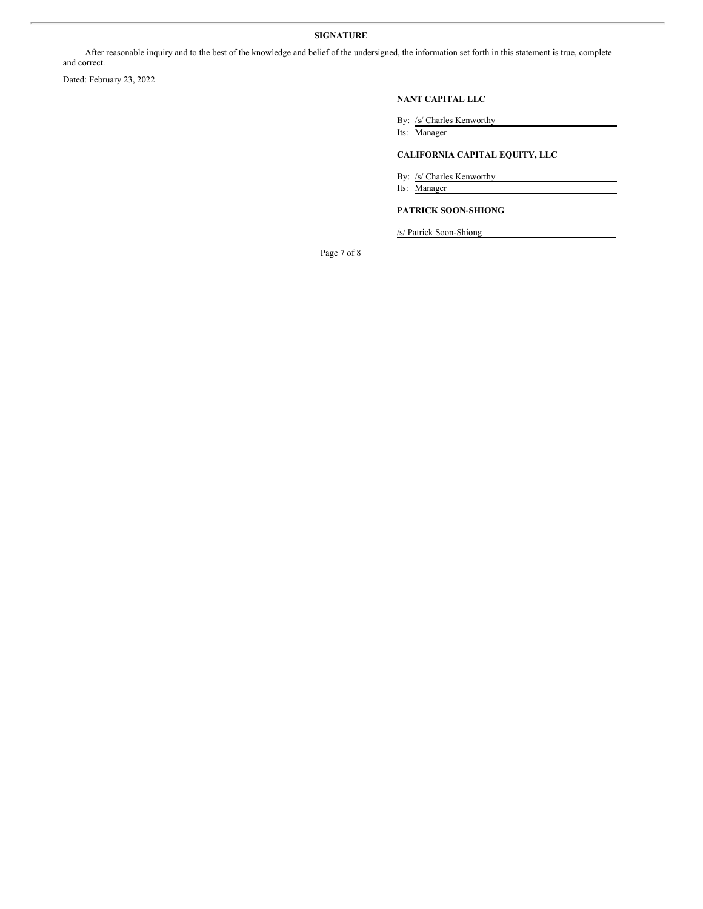**SIGNATURE**

After reasonable inquiry and to the best of the knowledge and belief of the undersigned, the information set forth in this statement is true, complete and correct.

Dated: February 23, 2022

**NANT CAPITAL LLC**

By: /s/ Charles Kenworthy
Its: Manager

**CALIFORNIA CAPITAL EQUITY, LLC**

By: /s/ Charles Kenworthy
Its: Manager

**PATRICK SOON-SHIONG**

/s/ Patrick Soon-Shiong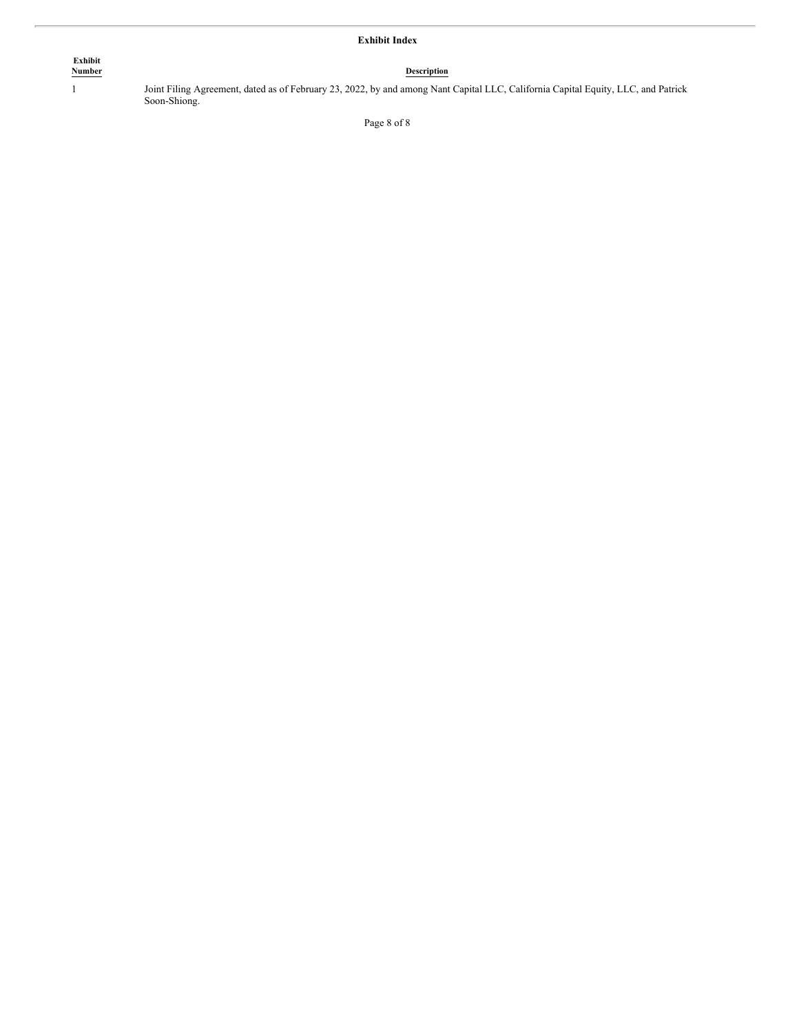**Exhibit Index**

| Exhibit Number | Description |
| --- | --- |
| 1 | Joint Filing Agreement, dated as of February 23, 2022, by and among Nant Capital LLC, California Capital Equity, LLC, and Patrick Soon-Shiong. |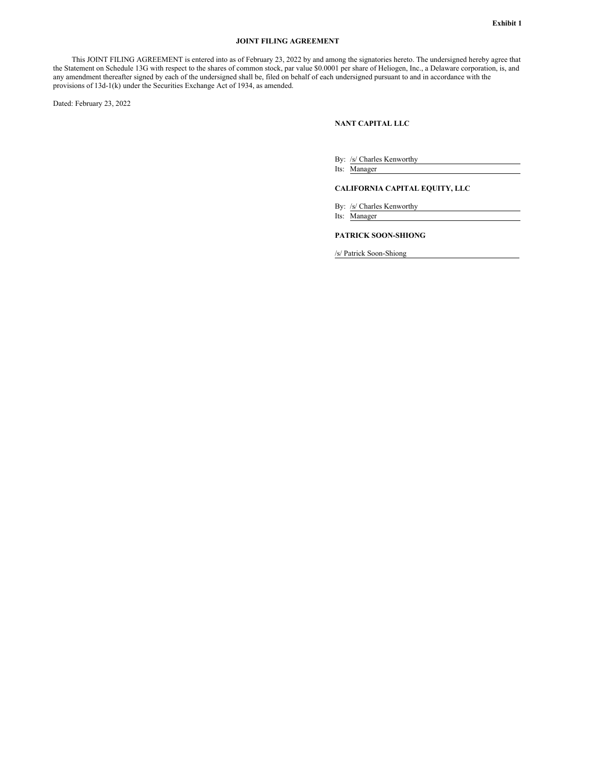**Exhibit 1**

**JOINT FILING AGREEMENT**

This JOINT FILING AGREEMENT is entered into as of February 23, 2022 by and among the signatories hereto. The undersigned hereby agree that the Statement on Schedule 13G with respect to the shares of common stock, par value $0.0001 per share of Heliogen, Inc., a Delaware corporation, is, and any amendment thereafter signed by each of the undersigned shall be, filed on behalf of each undersigned pursuant to and in accordance with the provisions of 13d-1(k) under the Securities Exchange Act of 1934, as amended.

Dated: February 23, 2022

**NANT CAPITAL LLC**

By: /s/ Charles Kenworthy
Its: Manager

**CALIFORNIA CAPITAL EQUITY, LLC**

By: /s/ Charles Kenworthy
Its: Manager

**PATRICK SOON-SHIONG**

/s/ Patrick Soon-Shiong